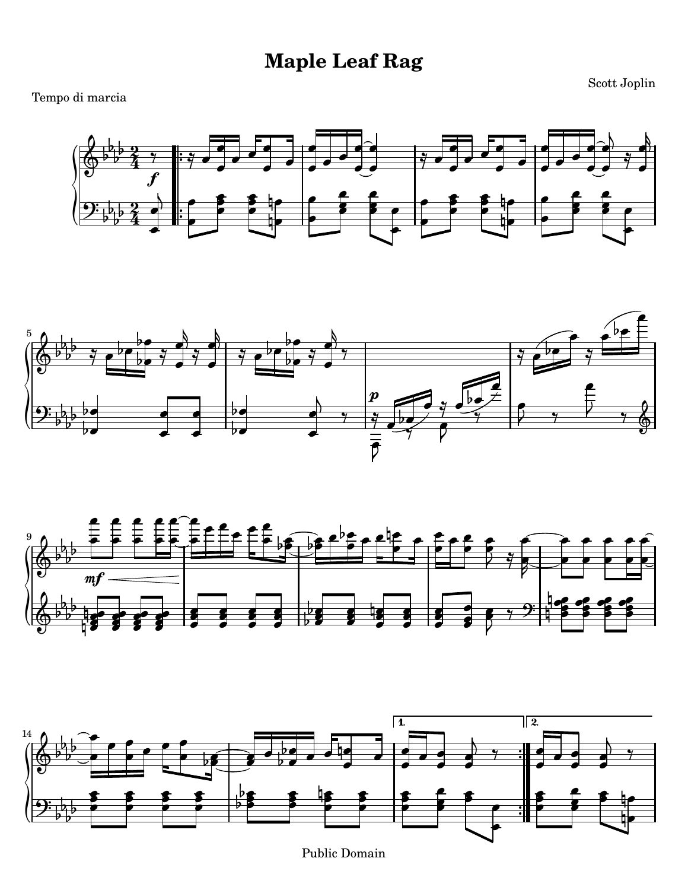# Maple Leaf Rag

Scott Joplin

Tempo di marcia

Public Domain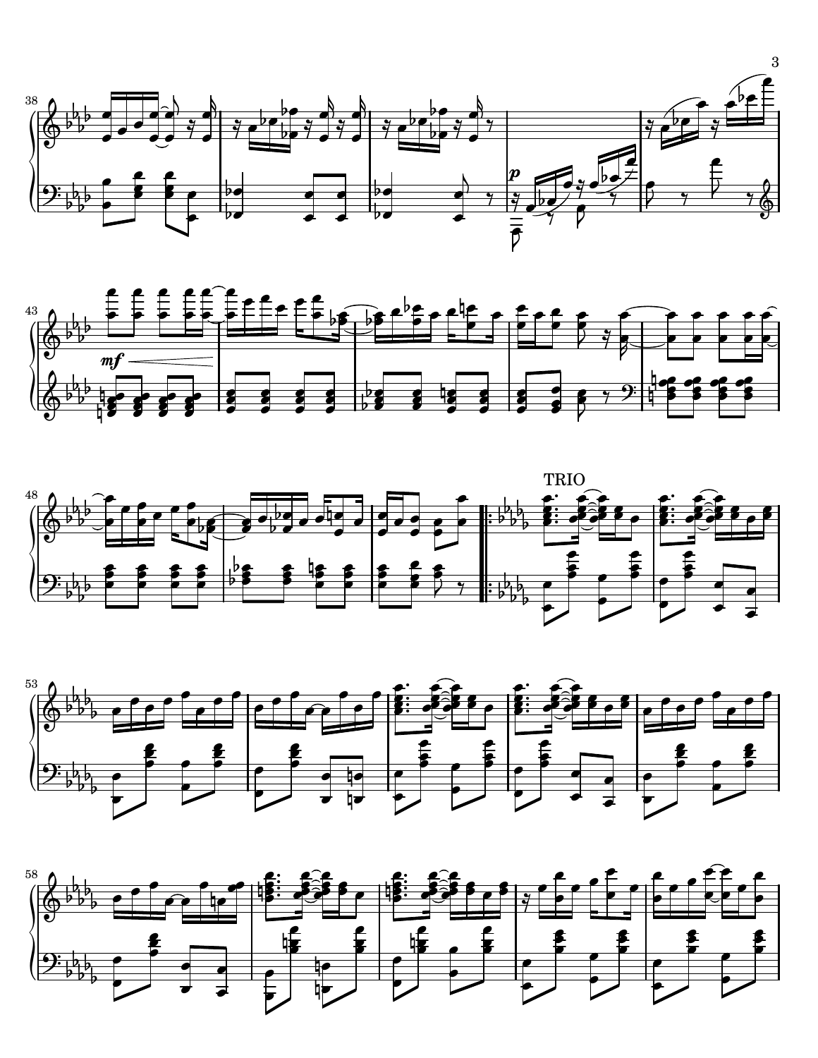TRIO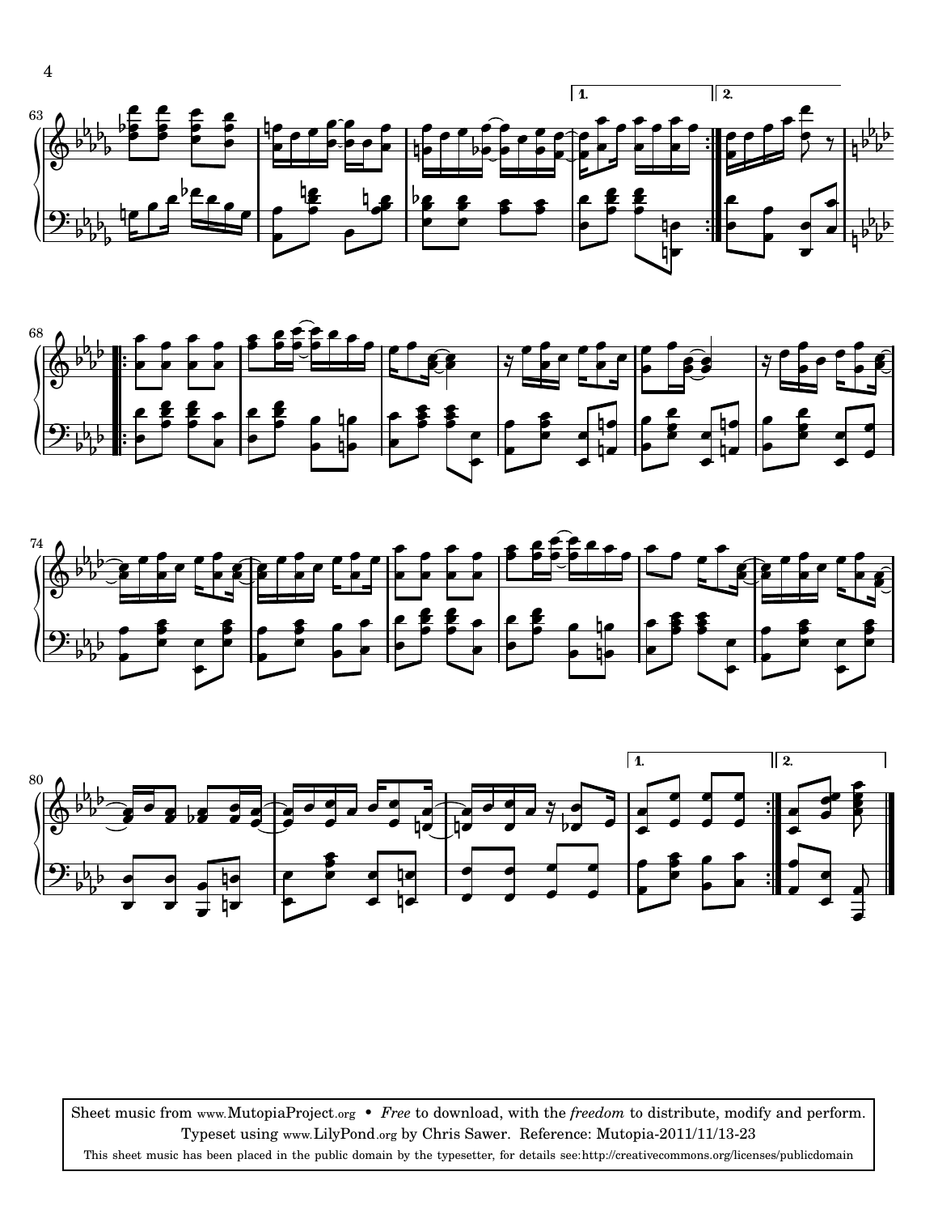Sheet music from www.MutopiaProject.org • *Free* to download, with the *freedom* to distribute, modify and perform.
Typeset using www.LilyPond.org by Chris Sawer. Reference: Mutopia-2011/11/13-23
This sheet music has been placed in the public domain by the typesetter, for details see:http://creativecommons.org/licenses/publicdomain